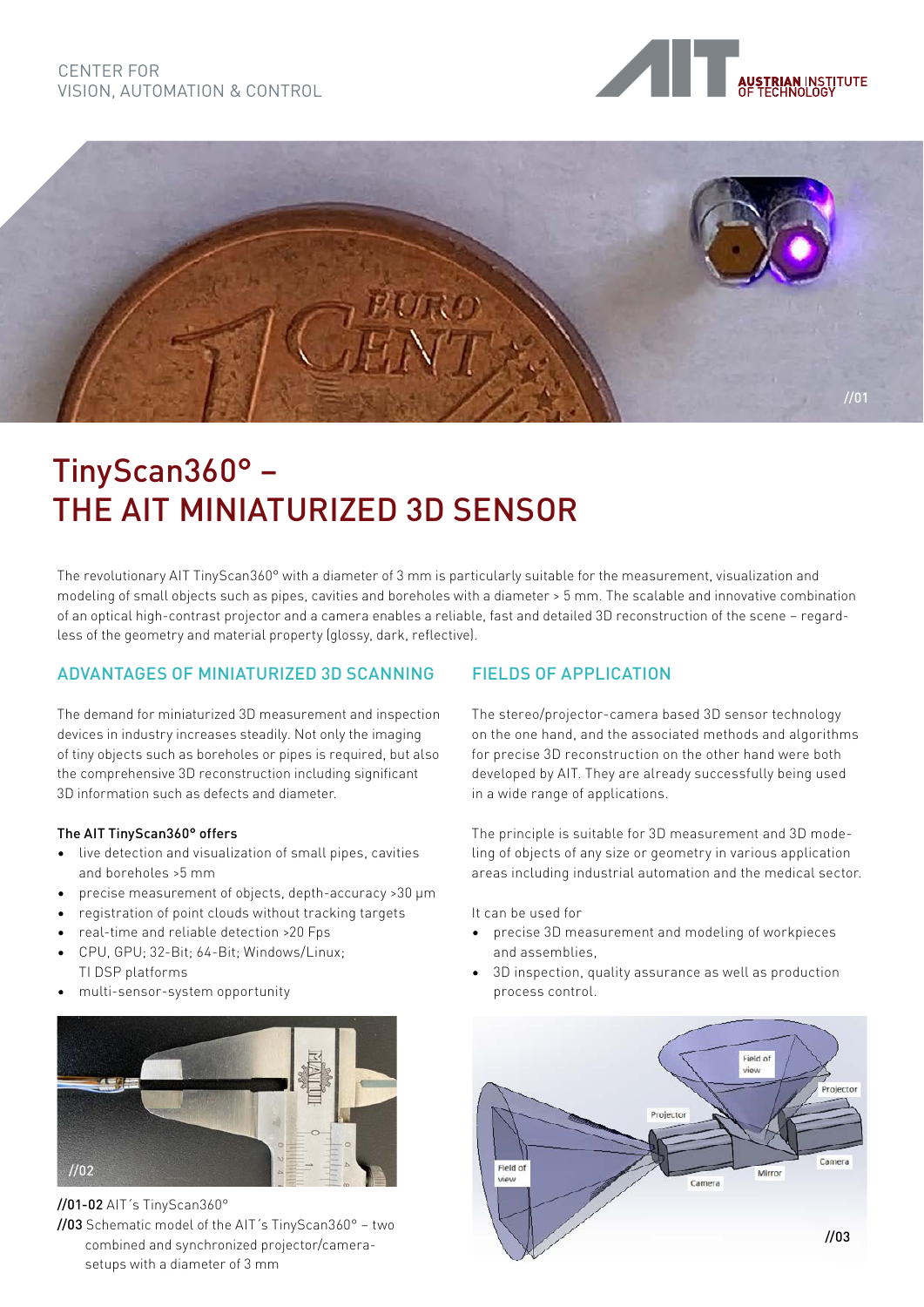CENTER FOR
VISION, AUTOMATION & CONTROL

# TinyScan360° – THE AIT MINIATURIZED 3D SENSOR

The revolutionary AIT TinyScan360° with a diameter of 3 mm is particularly suitable for the measurement, visualization and modeling of small objects such as pipes, cavities and boreholes with a diameter > 5 mm. The scalable and innovative combination of an optical high-contrast projector and a camera enables a reliable, fast and detailed 3D reconstruction of the scene – regardless of the geometry and material property (glossy, dark, reflective).

## ADVANTAGES OF MINIATURIZED 3D SCANNING

The demand for miniaturized 3D measurement and inspection devices in industry increases steadily. Not only the imaging of tiny objects such as boreholes or pipes is required, but also the comprehensive 3D reconstruction including significant 3D information such as defects and diameter.

**The AIT TinyScan360° offers**

- live detection and visualization of small pipes, cavities and boreholes >5 mm
- precise measurement of objects, depth-accuracy >30 µm
- registration of point clouds without tracking targets
- real-time and reliable detection >20 Fps
- CPU, GPU; 32-Bit; 64-Bit; Windows/Linux; TI DSP platforms
- multi-sensor-system opportunity

**//01-02** AIT´s TinyScan360°
**//03** Schematic model of the AIT´s TinyScan360° – two combined and synchronized projector/camera-setups with a diameter of 3 mm

## FIELDS OF APPLICATION

The stereo/projector-camera based 3D sensor technology on the one hand, and the associated methods and algorithms for precise 3D reconstruction on the other hand were both developed by AIT. They are already successfully being used in a wide range of applications.

The principle is suitable for 3D measurement and 3D modeling of objects of any size or geometry in various application areas including industrial automation and the medical sector.

It can be used for

- precise 3D measurement and modeling of workpieces and assemblies,
- 3D inspection, quality assurance as well as production process control.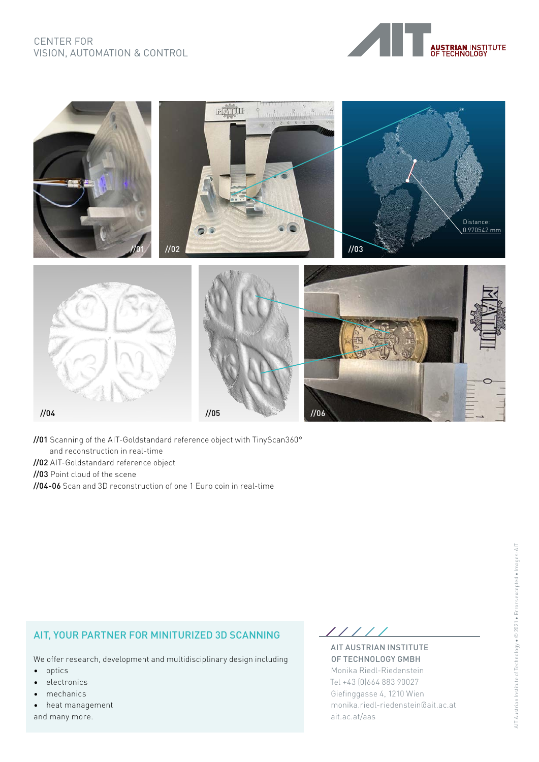CENTER FOR
VISION, AUTOMATION & CONTROL

**//01** Scanning of the AIT-Goldstandard reference object with TinyScan360° and reconstruction in real-time
**//02** AIT-Goldstandard reference object
**//03** Point cloud of the scene
**//04-06** Scan and 3D reconstruction of one 1 Euro coin in real-time

## AIT, YOUR PARTNER FOR MINITURIZED 3D SCANNING

We offer research, development and multidisciplinary design including

- optics
- electronics
- mechanics
- heat management

and many more.

AIT AUSTRIAN INSTITUTE
OF TECHNOLOGY GMBH
Monika Riedl-Riedenstein
Tel +43 (0)664 883 90027
Giefinggasse 4, 1210 Wien
monika.riedl-riedenstein@ait.ac.at
ait.ac.at/aas

AIT Austrian Institute of Technology • © 2021 • Errors excepted • Images: AIT